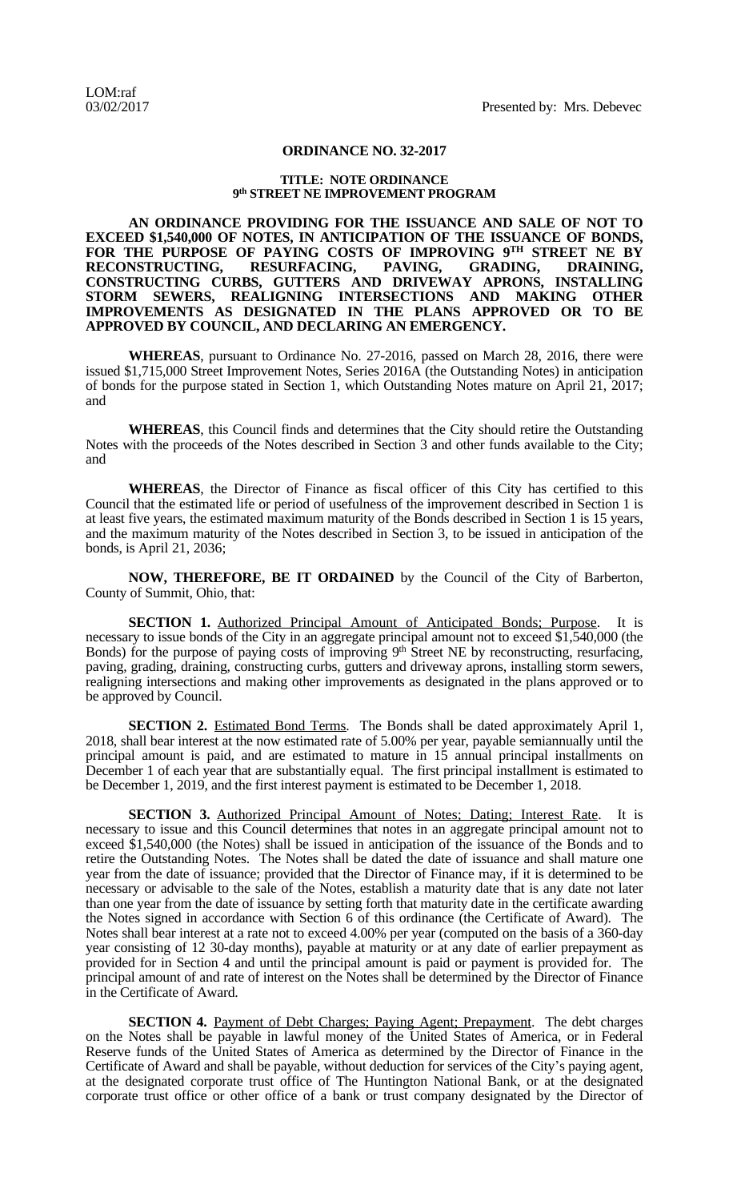LOM:raf
03/02/2017

Presented by: Mrs. Debevec

# ORDINANCE NO. 32-2017

## TITLE: NOTE ORDINANCE 9th STREET NE IMPROVEMENT PROGRAM

**AN ORDINANCE PROVIDING FOR THE ISSUANCE AND SALE OF NOT TO EXCEED $1,540,000 OF NOTES, IN ANTICIPATION OF THE ISSUANCE OF BONDS, FOR THE PURPOSE OF PAYING COSTS OF IMPROVING 9TH STREET NE BY RECONSTRUCTING, RESURFACING, PAVING, GRADING, DRAINING, CONSTRUCTING CURBS, GUTTERS AND DRIVEWAY APRONS, INSTALLING STORM SEWERS, REALIGNING INTERSECTIONS AND MAKING OTHER IMPROVEMENTS AS DESIGNATED IN THE PLANS APPROVED OR TO BE APPROVED BY COUNCIL, AND DECLARING AN EMERGENCY.**

**WHEREAS**, pursuant to Ordinance No. 27-2016, passed on March 28, 2016, there were issued $1,715,000 Street Improvement Notes, Series 2016A (the Outstanding Notes) in anticipation of bonds for the purpose stated in Section 1, which Outstanding Notes mature on April 21, 2017; and

**WHEREAS**, this Council finds and determines that the City should retire the Outstanding Notes with the proceeds of the Notes described in Section 3 and other funds available to the City; and

**WHEREAS**, the Director of Finance as fiscal officer of this City has certified to this Council that the estimated life or period of usefulness of the improvement described in Section 1 is at least five years, the estimated maximum maturity of the Bonds described in Section 1 is 15 years, and the maximum maturity of the Notes described in Section 3, to be issued in anticipation of the bonds, is April 21, 2036;

**NOW, THEREFORE, BE IT ORDAINED** by the Council of the City of Barberton, County of Summit, Ohio, that:

**SECTION 1.** Authorized Principal Amount of Anticipated Bonds; Purpose. It is necessary to issue bonds of the City in an aggregate principal amount not to exceed $1,540,000 (the Bonds) for the purpose of paying costs of improving 9th Street NE by reconstructing, resurfacing, paving, grading, draining, constructing curbs, gutters and driveway aprons, installing storm sewers, realigning intersections and making other improvements as designated in the plans approved or to be approved by Council.

**SECTION 2.** Estimated Bond Terms. The Bonds shall be dated approximately April 1, 2018, shall bear interest at the now estimated rate of 5.00% per year, payable semiannually until the principal amount is paid, and are estimated to mature in 15 annual principal installments on December 1 of each year that are substantially equal. The first principal installment is estimated to be December 1, 2019, and the first interest payment is estimated to be December 1, 2018.

**SECTION 3.** Authorized Principal Amount of Notes; Dating; Interest Rate. It is necessary to issue and this Council determines that notes in an aggregate principal amount not to exceed $1,540,000 (the Notes) shall be issued in anticipation of the issuance of the Bonds and to retire the Outstanding Notes. The Notes shall be dated the date of issuance and shall mature one year from the date of issuance; provided that the Director of Finance may, if it is determined to be necessary or advisable to the sale of the Notes, establish a maturity date that is any date not later than one year from the date of issuance by setting forth that maturity date in the certificate awarding the Notes signed in accordance with Section 6 of this ordinance (the Certificate of Award). The Notes shall bear interest at a rate not to exceed 4.00% per year (computed on the basis of a 360-day year consisting of 12 30-day months), payable at maturity or at any date of earlier prepayment as provided for in Section 4 and until the principal amount is paid or payment is provided for. The principal amount of and rate of interest on the Notes shall be determined by the Director of Finance in the Certificate of Award.

**SECTION 4.** Payment of Debt Charges; Paying Agent; Prepayment. The debt charges on the Notes shall be payable in lawful money of the United States of America, or in Federal Reserve funds of the United States of America as determined by the Director of Finance in the Certificate of Award and shall be payable, without deduction for services of the City's paying agent, at the designated corporate trust office of The Huntington National Bank, or at the designated corporate trust office or other office of a bank or trust company designated by the Director of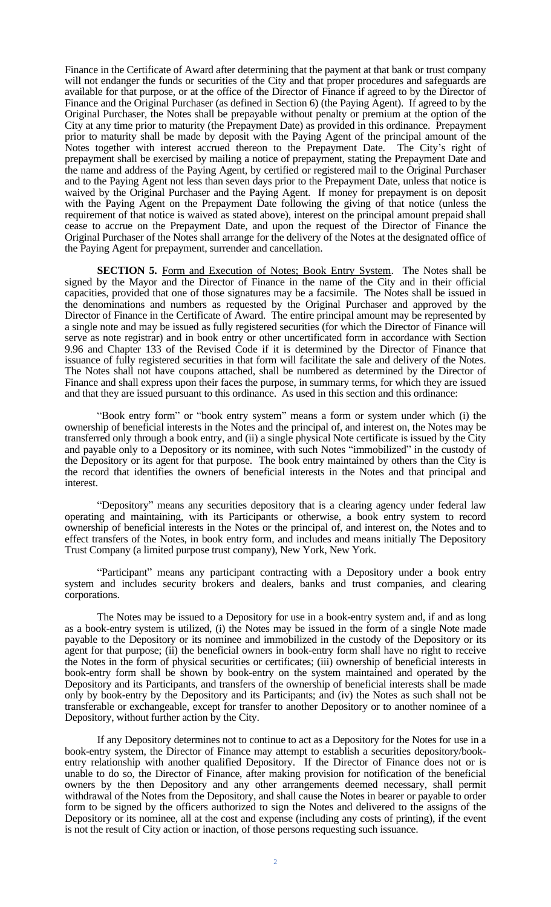Finance in the Certificate of Award after determining that the payment at that bank or trust company will not endanger the funds or securities of the City and that proper procedures and safeguards are available for that purpose, or at the office of the Director of Finance if agreed to by the Director of Finance and the Original Purchaser (as defined in Section 6) (the Paying Agent). If agreed to by the Original Purchaser, the Notes shall be prepayable without penalty or premium at the option of the City at any time prior to maturity (the Prepayment Date) as provided in this ordinance. Prepayment prior to maturity shall be made by deposit with the Paying Agent of the principal amount of the Notes together with interest accrued thereon to the Prepayment Date. The City's right of prepayment shall be exercised by mailing a notice of prepayment, stating the Prepayment Date and the name and address of the Paying Agent, by certified or registered mail to the Original Purchaser and to the Paying Agent not less than seven days prior to the Prepayment Date, unless that notice is waived by the Original Purchaser and the Paying Agent. If money for prepayment is on deposit with the Paying Agent on the Prepayment Date following the giving of that notice (unless the requirement of that notice is waived as stated above), interest on the principal amount prepaid shall cease to accrue on the Prepayment Date, and upon the request of the Director of Finance the Original Purchaser of the Notes shall arrange for the delivery of the Notes at the designated office of the Paying Agent for prepayment, surrender and cancellation.

**SECTION 5.** Form and Execution of Notes; Book Entry System. The Notes shall be signed by the Mayor and the Director of Finance in the name of the City and in their official capacities, provided that one of those signatures may be a facsimile. The Notes shall be issued in the denominations and numbers as requested by the Original Purchaser and approved by the Director of Finance in the Certificate of Award. The entire principal amount may be represented by a single note and may be issued as fully registered securities (for which the Director of Finance will serve as note registrar) and in book entry or other uncertificated form in accordance with Section 9.96 and Chapter 133 of the Revised Code if it is determined by the Director of Finance that issuance of fully registered securities in that form will facilitate the sale and delivery of the Notes. The Notes shall not have coupons attached, shall be numbered as determined by the Director of Finance and shall express upon their faces the purpose, in summary terms, for which they are issued and that they are issued pursuant to this ordinance. As used in this section and this ordinance:

"Book entry form" or "book entry system" means a form or system under which (i) the ownership of beneficial interests in the Notes and the principal of, and interest on, the Notes may be transferred only through a book entry, and (ii) a single physical Note certificate is issued by the City and payable only to a Depository or its nominee, with such Notes "immobilized" in the custody of the Depository or its agent for that purpose. The book entry maintained by others than the City is the record that identifies the owners of beneficial interests in the Notes and that principal and interest.

"Depository" means any securities depository that is a clearing agency under federal law operating and maintaining, with its Participants or otherwise, a book entry system to record ownership of beneficial interests in the Notes or the principal of, and interest on, the Notes and to effect transfers of the Notes, in book entry form, and includes and means initially The Depository Trust Company (a limited purpose trust company), New York, New York.

"Participant" means any participant contracting with a Depository under a book entry system and includes security brokers and dealers, banks and trust companies, and clearing corporations.

The Notes may be issued to a Depository for use in a book-entry system and, if and as long as a book-entry system is utilized, (i) the Notes may be issued in the form of a single Note made payable to the Depository or its nominee and immobilized in the custody of the Depository or its agent for that purpose; (ii) the beneficial owners in book-entry form shall have no right to receive the Notes in the form of physical securities or certificates; (iii) ownership of beneficial interests in book-entry form shall be shown by book-entry on the system maintained and operated by the Depository and its Participants, and transfers of the ownership of beneficial interests shall be made only by book-entry by the Depository and its Participants; and (iv) the Notes as such shall not be transferable or exchangeable, except for transfer to another Depository or to another nominee of a Depository, without further action by the City.

If any Depository determines not to continue to act as a Depository for the Notes for use in a book-entry system, the Director of Finance may attempt to establish a securities depository/book-entry relationship with another qualified Depository. If the Director of Finance does not or is unable to do so, the Director of Finance, after making provision for notification of the beneficial owners by the then Depository and any other arrangements deemed necessary, shall permit withdrawal of the Notes from the Depository, and shall cause the Notes in bearer or payable to order form to be signed by the officers authorized to sign the Notes and delivered to the assigns of the Depository or its nominee, all at the cost and expense (including any costs of printing), if the event is not the result of City action or inaction, of those persons requesting such issuance.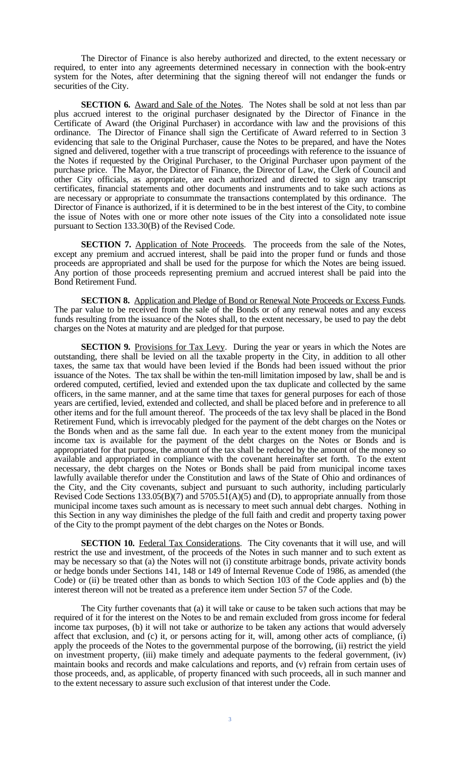The Director of Finance is also hereby authorized and directed, to the extent necessary or required, to enter into any agreements determined necessary in connection with the book-entry system for the Notes, after determining that the signing thereof will not endanger the funds or securities of the City.

**SECTION 6.** Award and Sale of the Notes. The Notes shall be sold at not less than par plus accrued interest to the original purchaser designated by the Director of Finance in the Certificate of Award (the Original Purchaser) in accordance with law and the provisions of this ordinance. The Director of Finance shall sign the Certificate of Award referred to in Section 3 evidencing that sale to the Original Purchaser, cause the Notes to be prepared, and have the Notes signed and delivered, together with a true transcript of proceedings with reference to the issuance of the Notes if requested by the Original Purchaser, to the Original Purchaser upon payment of the purchase price. The Mayor, the Director of Finance, the Director of Law, the Clerk of Council and other City officials, as appropriate, are each authorized and directed to sign any transcript certificates, financial statements and other documents and instruments and to take such actions as are necessary or appropriate to consummate the transactions contemplated by this ordinance. The Director of Finance is authorized, if it is determined to be in the best interest of the City, to combine the issue of Notes with one or more other note issues of the City into a consolidated note issue pursuant to Section 133.30(B) of the Revised Code.

**SECTION 7.** Application of Note Proceeds. The proceeds from the sale of the Notes, except any premium and accrued interest, shall be paid into the proper fund or funds and those proceeds are appropriated and shall be used for the purpose for which the Notes are being issued. Any portion of those proceeds representing premium and accrued interest shall be paid into the Bond Retirement Fund.

**SECTION 8.** Application and Pledge of Bond or Renewal Note Proceeds or Excess Funds. The par value to be received from the sale of the Bonds or of any renewal notes and any excess funds resulting from the issuance of the Notes shall, to the extent necessary, be used to pay the debt charges on the Notes at maturity and are pledged for that purpose.

**SECTION 9.** Provisions for Tax Levy. During the year or years in which the Notes are outstanding, there shall be levied on all the taxable property in the City, in addition to all other taxes, the same tax that would have been levied if the Bonds had been issued without the prior issuance of the Notes. The tax shall be within the ten-mill limitation imposed by law, shall be and is ordered computed, certified, levied and extended upon the tax duplicate and collected by the same officers, in the same manner, and at the same time that taxes for general purposes for each of those years are certified, levied, extended and collected, and shall be placed before and in preference to all other items and for the full amount thereof. The proceeds of the tax levy shall be placed in the Bond Retirement Fund, which is irrevocably pledged for the payment of the debt charges on the Notes or the Bonds when and as the same fall due. In each year to the extent money from the municipal income tax is available for the payment of the debt charges on the Notes or Bonds and is appropriated for that purpose, the amount of the tax shall be reduced by the amount of the money so available and appropriated in compliance with the covenant hereinafter set forth. To the extent necessary, the debt charges on the Notes or Bonds shall be paid from municipal income taxes lawfully available therefor under the Constitution and laws of the State of Ohio and ordinances of the City, and the City covenants, subject and pursuant to such authority, including particularly Revised Code Sections 133.05(B)(7) and 5705.51(A)(5) and (D), to appropriate annually from those municipal income taxes such amount as is necessary to meet such annual debt charges. Nothing in this Section in any way diminishes the pledge of the full faith and credit and property taxing power of the City to the prompt payment of the debt charges on the Notes or Bonds.

**SECTION 10.** Federal Tax Considerations. The City covenants that it will use, and will restrict the use and investment, of the proceeds of the Notes in such manner and to such extent as may be necessary so that (a) the Notes will not (i) constitute arbitrage bonds, private activity bonds or hedge bonds under Sections 141, 148 or 149 of Internal Revenue Code of 1986, as amended (the Code) or (ii) be treated other than as bonds to which Section 103 of the Code applies and (b) the interest thereon will not be treated as a preference item under Section 57 of the Code.

The City further covenants that (a) it will take or cause to be taken such actions that may be required of it for the interest on the Notes to be and remain excluded from gross income for federal income tax purposes, (b) it will not take or authorize to be taken any actions that would adversely affect that exclusion, and (c) it, or persons acting for it, will, among other acts of compliance, (i) apply the proceeds of the Notes to the governmental purpose of the borrowing, (ii) restrict the yield on investment property, (iii) make timely and adequate payments to the federal government, (iv) maintain books and records and make calculations and reports, and (v) refrain from certain uses of those proceeds, and, as applicable, of property financed with such proceeds, all in such manner and to the extent necessary to assure such exclusion of that interest under the Code.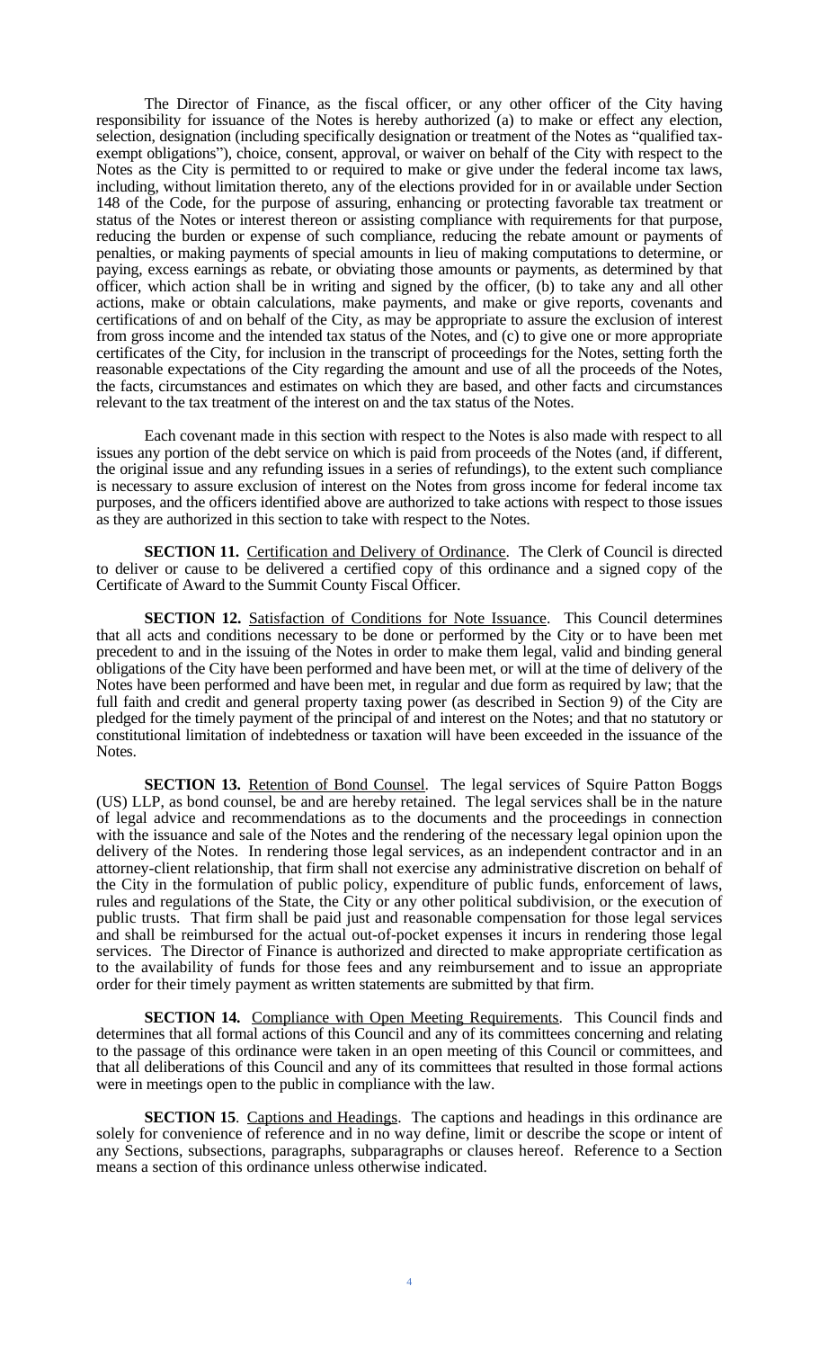The Director of Finance, as the fiscal officer, or any other officer of the City having responsibility for issuance of the Notes is hereby authorized (a) to make or effect any election, selection, designation (including specifically designation or treatment of the Notes as "qualified tax-exempt obligations"), choice, consent, approval, or waiver on behalf of the City with respect to the Notes as the City is permitted to or required to make or give under the federal income tax laws, including, without limitation thereto, any of the elections provided for in or available under Section 148 of the Code, for the purpose of assuring, enhancing or protecting favorable tax treatment or status of the Notes or interest thereon or assisting compliance with requirements for that purpose, reducing the burden or expense of such compliance, reducing the rebate amount or payments of penalties, or making payments of special amounts in lieu of making computations to determine, or paying, excess earnings as rebate, or obviating those amounts or payments, as determined by that officer, which action shall be in writing and signed by the officer, (b) to take any and all other actions, make or obtain calculations, make payments, and make or give reports, covenants and certifications of and on behalf of the City, as may be appropriate to assure the exclusion of interest from gross income and the intended tax status of the Notes, and (c) to give one or more appropriate certificates of the City, for inclusion in the transcript of proceedings for the Notes, setting forth the reasonable expectations of the City regarding the amount and use of all the proceeds of the Notes, the facts, circumstances and estimates on which they are based, and other facts and circumstances relevant to the tax treatment of the interest on and the tax status of the Notes.

Each covenant made in this section with respect to the Notes is also made with respect to all issues any portion of the debt service on which is paid from proceeds of the Notes (and, if different, the original issue and any refunding issues in a series of refundings), to the extent such compliance is necessary to assure exclusion of interest on the Notes from gross income for federal income tax purposes, and the officers identified above are authorized to take actions with respect to those issues as they are authorized in this section to take with respect to the Notes.

**SECTION 11.** Certification and Delivery of Ordinance. The Clerk of Council is directed to deliver or cause to be delivered a certified copy of this ordinance and a signed copy of the Certificate of Award to the Summit County Fiscal Officer.

**SECTION 12.** Satisfaction of Conditions for Note Issuance. This Council determines that all acts and conditions necessary to be done or performed by the City or to have been met precedent to and in the issuing of the Notes in order to make them legal, valid and binding general obligations of the City have been performed and have been met, or will at the time of delivery of the Notes have been performed and have been met, in regular and due form as required by law; that the full faith and credit and general property taxing power (as described in Section 9) of the City are pledged for the timely payment of the principal of and interest on the Notes; and that no statutory or constitutional limitation of indebtedness or taxation will have been exceeded in the issuance of the Notes.

**SECTION 13.** Retention of Bond Counsel. The legal services of Squire Patton Boggs (US) LLP, as bond counsel, be and are hereby retained. The legal services shall be in the nature of legal advice and recommendations as to the documents and the proceedings in connection with the issuance and sale of the Notes and the rendering of the necessary legal opinion upon the delivery of the Notes. In rendering those legal services, as an independent contractor and in an attorney-client relationship, that firm shall not exercise any administrative discretion on behalf of the City in the formulation of public policy, expenditure of public funds, enforcement of laws, rules and regulations of the State, the City or any other political subdivision, or the execution of public trusts. That firm shall be paid just and reasonable compensation for those legal services and shall be reimbursed for the actual out-of-pocket expenses it incurs in rendering those legal services. The Director of Finance is authorized and directed to make appropriate certification as to the availability of funds for those fees and any reimbursement and to issue an appropriate order for their timely payment as written statements are submitted by that firm.

**SECTION 14.** Compliance with Open Meeting Requirements. This Council finds and determines that all formal actions of this Council and any of its committees concerning and relating to the passage of this ordinance were taken in an open meeting of this Council or committees, and that all deliberations of this Council and any of its committees that resulted in those formal actions were in meetings open to the public in compliance with the law.

**SECTION 15**. Captions and Headings. The captions and headings in this ordinance are solely for convenience of reference and in no way define, limit or describe the scope or intent of any Sections, subsections, paragraphs, subparagraphs or clauses hereof. Reference to a Section means a section of this ordinance unless otherwise indicated.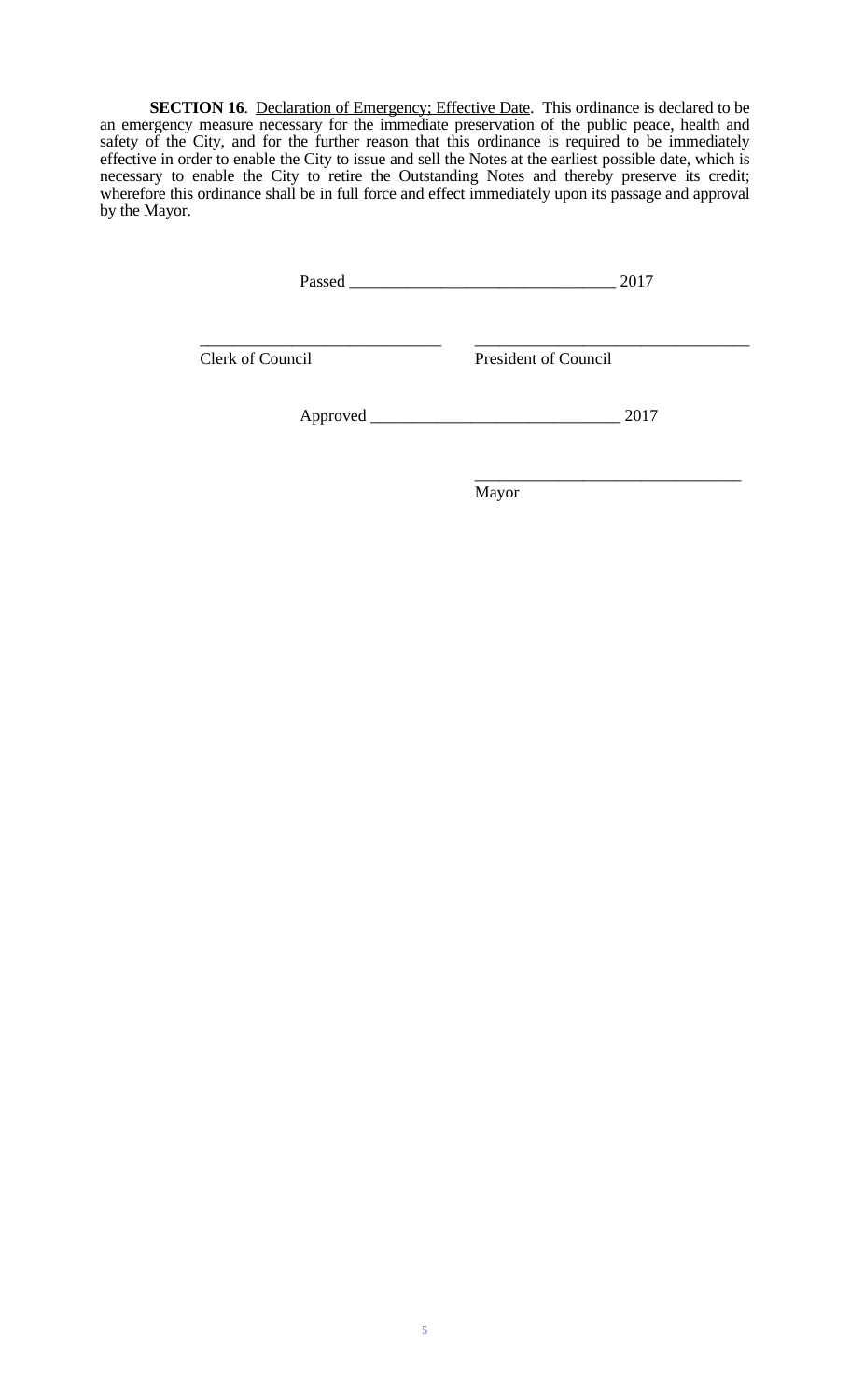**SECTION 16**. Declaration of Emergency; Effective Date. This ordinance is declared to be an emergency measure necessary for the immediate preservation of the public peace, health and safety of the City, and for the further reason that this ordinance is required to be immediately effective in order to enable the City to issue and sell the Notes at the earliest possible date, which is necessary to enable the City to retire the Outstanding Notes and thereby preserve its credit; wherefore this ordinance shall be in full force and effect immediately upon its passage and approval by the Mayor.

Passed ________________________________ 2017

_____________________________ Clerk of Council

_________________________________ President of Council

Approved ______________________________ 2017

________________________________ Mayor